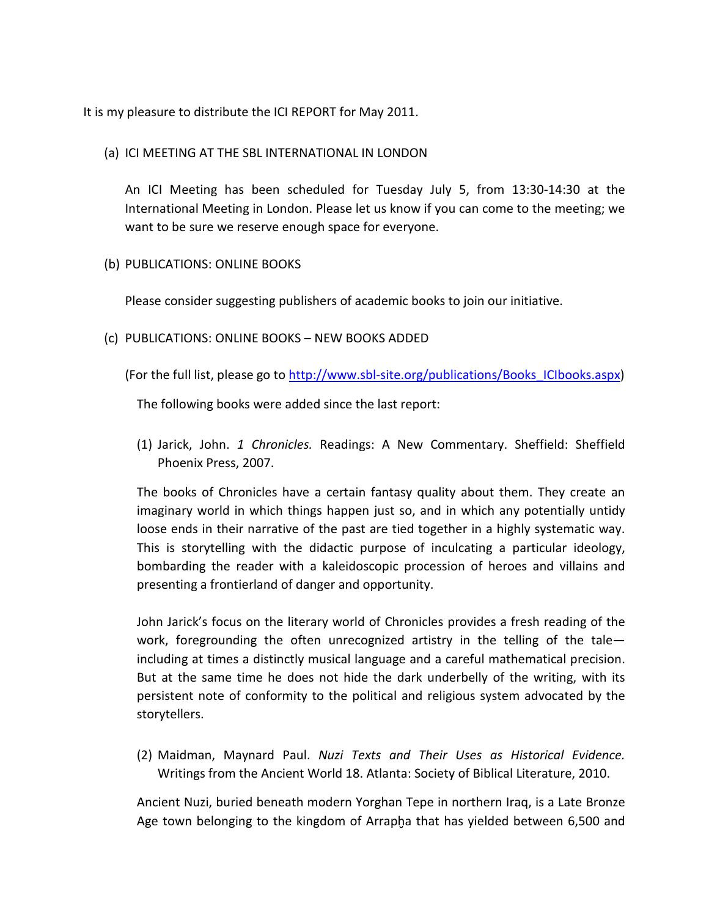It is my pleasure to distribute the ICI REPORT for May 2011.

(a) ICI MEETING AT THE SBL INTERNATIONAL IN LONDON

An ICI Meeting has been scheduled for Tuesday July 5, from 13:30-14:30 at the International Meeting in London. Please let us know if you can come to the meeting; we want to be sure we reserve enough space for everyone.

(b) PUBLICATIONS: ONLINE BOOKS

Please consider suggesting publishers of academic books to join our initiative.

(c) PUBLICATIONS: ONLINE BOOKS – NEW BOOKS ADDED

(For the full list, please go to [http://www.sbl-site.org/publications/Books_ICIbooks.aspx](http://www.sbl-site.org/publications/Books_ICIbooks.aspx))

The following books were added since the last report:

(1) Jarick, John. *1 Chronicles.* Readings: A New Commentary. Sheffield: Sheffield Phoenix Press, 2007.

The books of Chronicles have a certain fantasy quality about them. They create an imaginary world in which things happen just so, and in which any potentially untidy loose ends in their narrative of the past are tied together in a highly systematic way. This is storytelling with the didactic purpose of inculcating a particular ideology, bombarding the reader with a kaleidoscopic procession of heroes and villains and presenting a frontierland of danger and opportunity.

John Jarick's focus on the literary world of Chronicles provides a fresh reading of the work, foregrounding the often unrecognized artistry in the telling of the tale—including at times a distinctly musical language and a careful mathematical precision. But at the same time he does not hide the dark underbelly of the writing, with its persistent note of conformity to the political and religious system advocated by the storytellers.

(2) Maidman, Maynard Paul. *Nuzi Texts and Their Uses as Historical Evidence.* Writings from the Ancient World 18. Atlanta: Society of Biblical Literature, 2010.

Ancient Nuzi, buried beneath modern Yorghan Tepe in northern Iraq, is a Late Bronze Age town belonging to the kingdom of Arrapḫa that has yielded between 6,500 and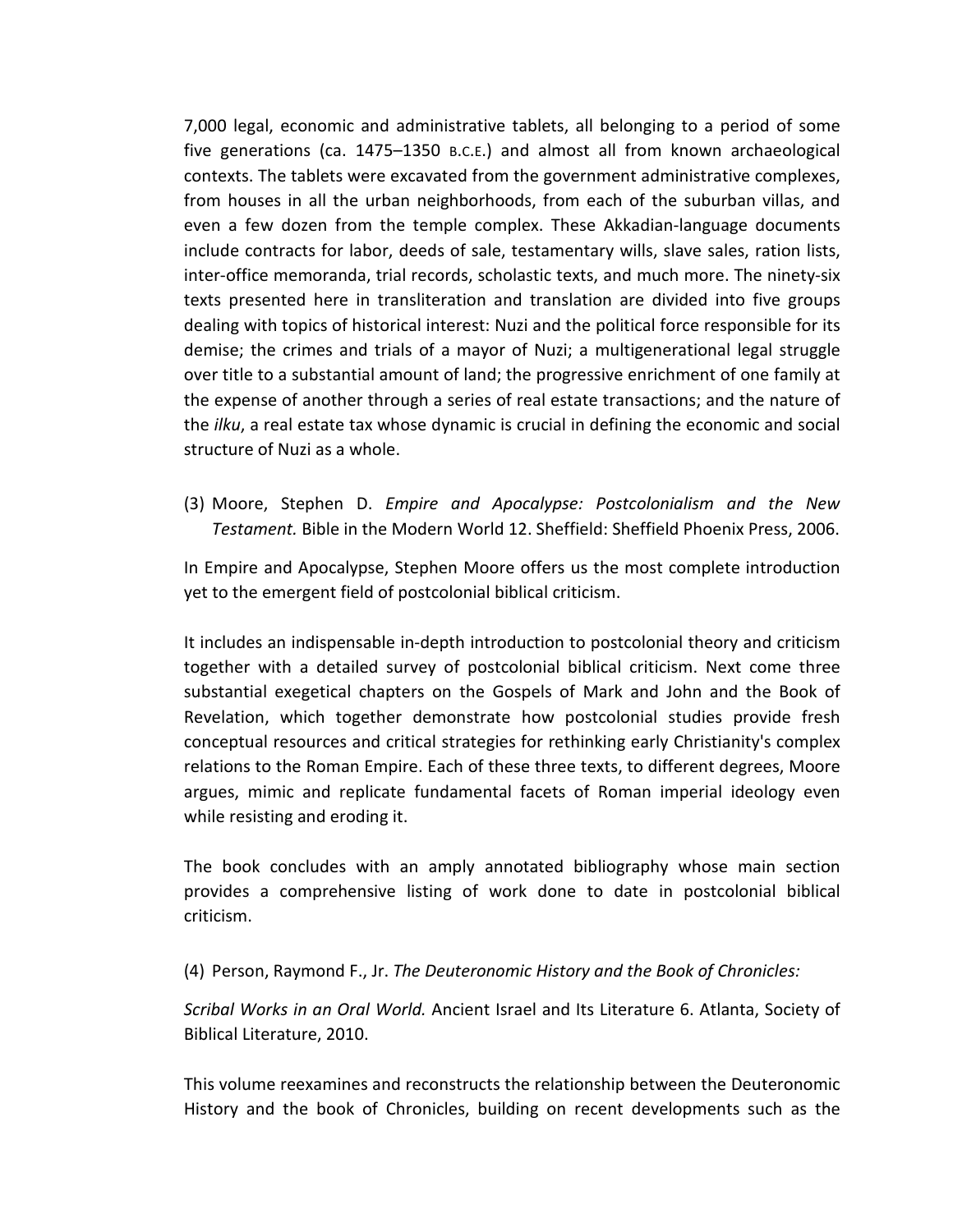7,000 legal, economic and administrative tablets, all belonging to a period of some five generations (ca. 1475–1350 B.C.E.) and almost all from known archaeological contexts. The tablets were excavated from the government administrative complexes, from houses in all the urban neighborhoods, from each of the suburban villas, and even a few dozen from the temple complex. These Akkadian-language documents include contracts for labor, deeds of sale, testamentary wills, slave sales, ration lists, inter-office memoranda, trial records, scholastic texts, and much more. The ninety-six texts presented here in transliteration and translation are divided into five groups dealing with topics of historical interest: Nuzi and the political force responsible for its demise; the crimes and trials of a mayor of Nuzi; a multigenerational legal struggle over title to a substantial amount of land; the progressive enrichment of one family at the expense of another through a series of real estate transactions; and the nature of the *ilku*, a real estate tax whose dynamic is crucial in defining the economic and social structure of Nuzi as a whole.

(3) Moore, Stephen D. *Empire and Apocalypse: Postcolonialism and the New Testament.* Bible in the Modern World 12. Sheffield: Sheffield Phoenix Press, 2006.

In Empire and Apocalypse, Stephen Moore offers us the most complete introduction yet to the emergent field of postcolonial biblical criticism.

It includes an indispensable in-depth introduction to postcolonial theory and criticism together with a detailed survey of postcolonial biblical criticism. Next come three substantial exegetical chapters on the Gospels of Mark and John and the Book of Revelation, which together demonstrate how postcolonial studies provide fresh conceptual resources and critical strategies for rethinking early Christianity's complex relations to the Roman Empire. Each of these three texts, to different degrees, Moore argues, mimic and replicate fundamental facets of Roman imperial ideology even while resisting and eroding it.

The book concludes with an amply annotated bibliography whose main section provides a comprehensive listing of work done to date in postcolonial biblical criticism.

(4) Person, Raymond F., Jr. *The Deuteronomic History and the Book of Chronicles:*

*Scribal Works in an Oral World.* Ancient Israel and Its Literature 6. Atlanta, Society of Biblical Literature, 2010.

This volume reexamines and reconstructs the relationship between the Deuteronomic History and the book of Chronicles, building on recent developments such as the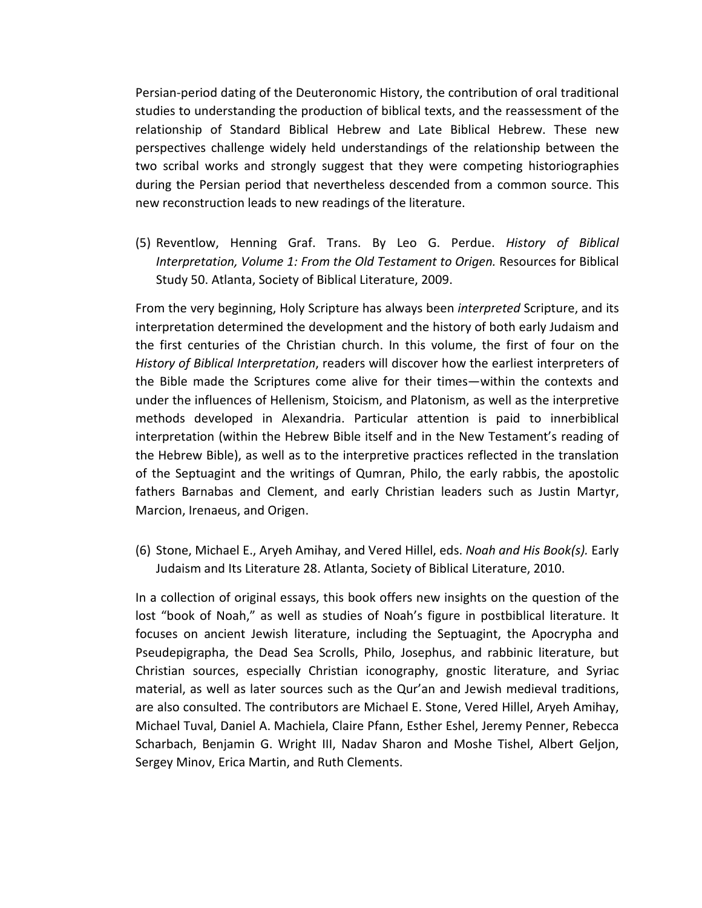Persian-period dating of the Deuteronomic History, the contribution of oral traditional studies to understanding the production of biblical texts, and the reassessment of the relationship of Standard Biblical Hebrew and Late Biblical Hebrew. These new perspectives challenge widely held understandings of the relationship between the two scribal works and strongly suggest that they were competing historiographies during the Persian period that nevertheless descended from a common source. This new reconstruction leads to new readings of the literature.

(5) Reventlow, Henning Graf. Trans. By Leo G. Perdue. *History of Biblical Interpretation, Volume 1: From the Old Testament to Origen.* Resources for Biblical Study 50. Atlanta, Society of Biblical Literature, 2009.

From the very beginning, Holy Scripture has always been *interpreted* Scripture, and its interpretation determined the development and the history of both early Judaism and the first centuries of the Christian church. In this volume, the first of four on the *History of Biblical Interpretation*, readers will discover how the earliest interpreters of the Bible made the Scriptures come alive for their times—within the contexts and under the influences of Hellenism, Stoicism, and Platonism, as well as the interpretive methods developed in Alexandria. Particular attention is paid to innerbiblical interpretation (within the Hebrew Bible itself and in the New Testament's reading of the Hebrew Bible), as well as to the interpretive practices reflected in the translation of the Septuagint and the writings of Qumran, Philo, the early rabbis, the apostolic fathers Barnabas and Clement, and early Christian leaders such as Justin Martyr, Marcion, Irenaeus, and Origen.

(6) Stone, Michael E., Aryeh Amihay, and Vered Hillel, eds. *Noah and His Book(s).* Early Judaism and Its Literature 28. Atlanta, Society of Biblical Literature, 2010.

In a collection of original essays, this book offers new insights on the question of the lost "book of Noah," as well as studies of Noah's figure in postbiblical literature. It focuses on ancient Jewish literature, including the Septuagint, the Apocrypha and Pseudepigrapha, the Dead Sea Scrolls, Philo, Josephus, and rabbinic literature, but Christian sources, especially Christian iconography, gnostic literature, and Syriac material, as well as later sources such as the Qur'an and Jewish medieval traditions, are also consulted. The contributors are Michael E. Stone, Vered Hillel, Aryeh Amihay, Michael Tuval, Daniel A. Machiela, Claire Pfann, Esther Eshel, Jeremy Penner, Rebecca Scharbach, Benjamin G. Wright III, Nadav Sharon and Moshe Tishel, Albert Geljon, Sergey Minov, Erica Martin, and Ruth Clements.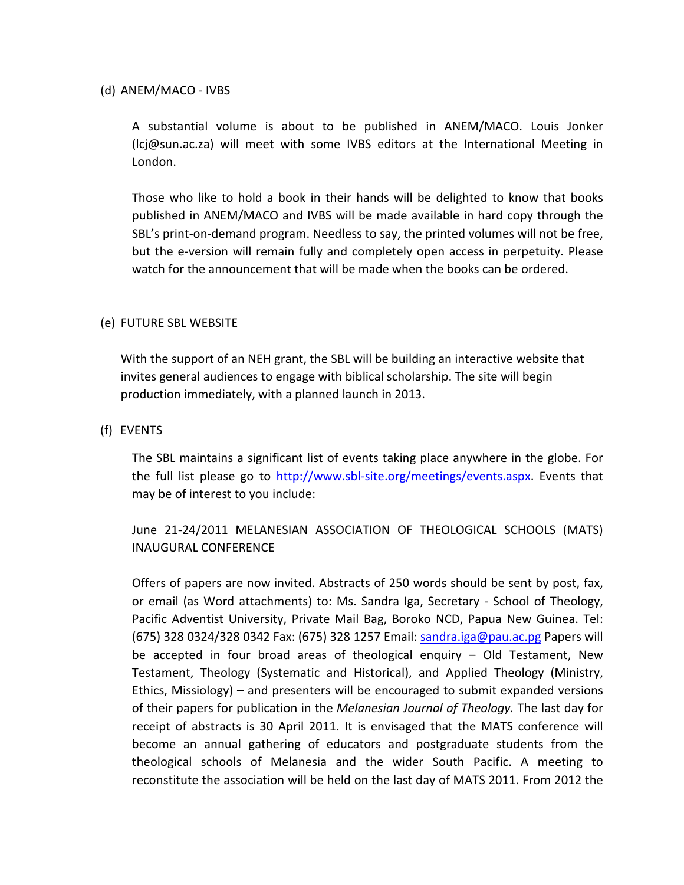(d) ANEM/MACO - IVBS

A substantial volume is about to be published in ANEM/MACO. Louis Jonker (lcj@sun.ac.za) will meet with some IVBS editors at the International Meeting in London.

Those who like to hold a book in their hands will be delighted to know that books published in ANEM/MACO and IVBS will be made available in hard copy through the SBL's print-on-demand program. Needless to say, the printed volumes will not be free, but the e-version will remain fully and completely open access in perpetuity. Please watch for the announcement that will be made when the books can be ordered.

(e) FUTURE SBL WEBSITE

With the support of an NEH grant, the SBL will be building an interactive website that invites general audiences to engage with biblical scholarship. The site will begin production immediately, with a planned launch in 2013.

(f) EVENTS

The SBL maintains a significant list of events taking place anywhere in the globe. For the full list please go to http://www.sbl-site.org/meetings/events.aspx. Events that may be of interest to you include:

June 21-24/2011 MELANESIAN ASSOCIATION OF THEOLOGICAL SCHOOLS (MATS) INAUGURAL CONFERENCE

Offers of papers are now invited. Abstracts of 250 words should be sent by post, fax, or email (as Word attachments) to: Ms. Sandra Iga, Secretary - School of Theology, Pacific Adventist University, Private Mail Bag, Boroko NCD, Papua New Guinea. Tel: (675) 328 0324/328 0342 Fax: (675) 328 1257 Email: sandra.iga@pau.ac.pg Papers will be accepted in four broad areas of theological enquiry – Old Testament, New Testament, Theology (Systematic and Historical), and Applied Theology (Ministry, Ethics, Missiology) – and presenters will be encouraged to submit expanded versions of their papers for publication in the *Melanesian Journal of Theology.* The last day for receipt of abstracts is 30 April 2011. It is envisaged that the MATS conference will become an annual gathering of educators and postgraduate students from the theological schools of Melanesia and the wider South Pacific. A meeting to reconstitute the association will be held on the last day of MATS 2011. From 2012 the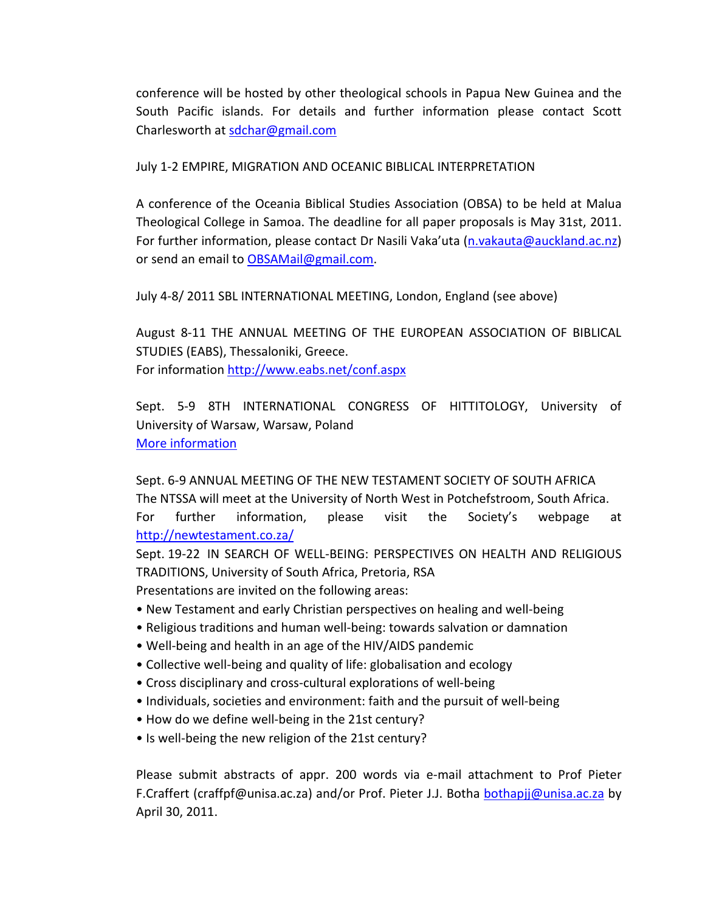conference will be hosted by other theological schools in Papua New Guinea and the South Pacific islands. For details and further information please contact Scott Charlesworth at sdchar@gmail.com

July 1-2 EMPIRE, MIGRATION AND OCEANIC BIBLICAL INTERPRETATION

A conference of the Oceania Biblical Studies Association (OBSA) to be held at Malua Theological College in Samoa. The deadline for all paper proposals is May 31st, 2011. For further information, please contact Dr Nasili Vaka'uta (n.vakauta@auckland.ac.nz) or send an email to OBSAMail@gmail.com.

July 4-8/ 2011 SBL INTERNATIONAL MEETING, London, England (see above)

August 8-11 THE ANNUAL MEETING OF THE EUROPEAN ASSOCIATION OF BIBLICAL STUDIES (EABS), Thessaloniki, Greece.
For information http://www.eabs.net/conf.aspx

Sept. 5-9 8TH INTERNATIONAL CONGRESS OF HITTITOLOGY, University of University of Warsaw, Warsaw, Poland
More information

Sept. 6-9 ANNUAL MEETING OF THE NEW TESTAMENT SOCIETY OF SOUTH AFRICA
The NTSSA will meet at the University of North West in Potchefstroom, South Africa.
For further information, please visit the Society's webpage at http://newtestament.co.za/

Sept. 19-22 IN SEARCH OF WELL-BEING: PERSPECTIVES ON HEALTH AND RELIGIOUS TRADITIONS, University of South Africa, Pretoria, RSA
Presentations are invited on the following areas:

- New Testament and early Christian perspectives on healing and well-being
- Religious traditions and human well-being: towards salvation or damnation
- Well-being and health in an age of the HIV/AIDS pandemic
- Collective well-being and quality of life: globalisation and ecology
- Cross disciplinary and cross-cultural explorations of well-being
- Individuals, societies and environment: faith and the pursuit of well-being
- How do we define well-being in the 21st century?
- Is well-being the new religion of the 21st century?

Please submit abstracts of appr. 200 words via e-mail attachment to Prof Pieter F.Craffert (craffpf@unisa.ac.za) and/or Prof. Pieter J.J. Botha bothapjj@unisa.ac.za by April 30, 2011.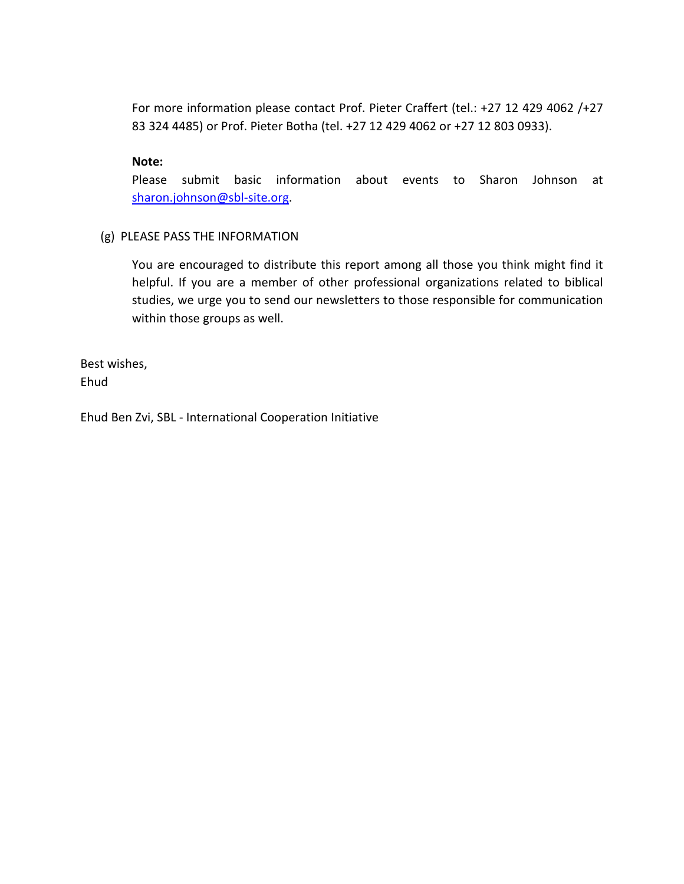For more information please contact Prof. Pieter Craffert (tel.: +27 12 429 4062 /+27 83 324 4485) or Prof. Pieter Botha (tel. +27 12 429 4062 or +27 12 803 0933).

**Note:**
Please submit basic information about events to Sharon Johnson at [sharon.johnson@sbl-site.org](mailto:sharon.johnson@sbl-site.org).

(g) PLEASE PASS THE INFORMATION

You are encouraged to distribute this report among all those you think might find it helpful. If you are a member of other professional organizations related to biblical studies, we urge you to send our newsletters to those responsible for communication within those groups as well.

Best wishes,
Ehud

Ehud Ben Zvi, SBL - International Cooperation Initiative